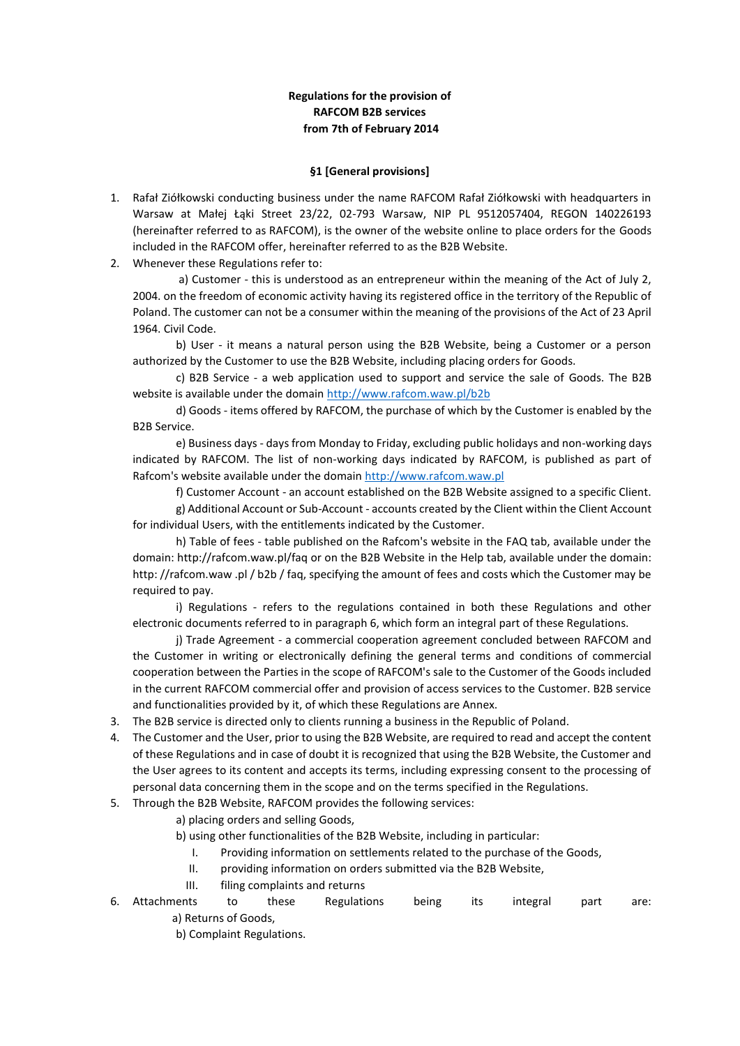**Regulations for the provision of**
**RAFCOM B2B services**
**from 7th of February 2014**

## §1 [General provisions]

1. Rafał Ziółkowski conducting business under the name RAFCOM Rafał Ziółkowski with headquarters in Warsaw at Małej Łąki Street 23/22, 02-793 Warsaw, NIP PL 9512057404, REGON 140226193 (hereinafter referred to as RAFCOM), is the owner of the website online to place orders for the Goods included in the RAFCOM offer, hereinafter referred to as the B2B Website.
2. Whenever these Regulations refer to:

   a) Customer - this is understood as an entrepreneur within the meaning of the Act of July 2, 2004. on the freedom of economic activity having its registered office in the territory of the Republic of Poland. The customer can not be a consumer within the meaning of the provisions of the Act of 23 April 1964. Civil Code.

   b) User - it means a natural person using the B2B Website, being a Customer or a person authorized by the Customer to use the B2B Website, including placing orders for Goods.

   c) B2B Service - a web application used to support and service the sale of Goods. The B2B website is available under the domain http://www.rafcom.waw.pl/b2b

   d) Goods - items offered by RAFCOM, the purchase of which by the Customer is enabled by the B2B Service.

   e) Business days - days from Monday to Friday, excluding public holidays and non-working days indicated by RAFCOM. The list of non-working days indicated by RAFCOM, is published as part of Rafcom's website available under the domain http://www.rafcom.waw.pl

   f) Customer Account - an account established on the B2B Website assigned to a specific Client.

   g) Additional Account or Sub-Account - accounts created by the Client within the Client Account for individual Users, with the entitlements indicated by the Customer.

   h) Table of fees - table published on the Rafcom's website in the FAQ tab, available under the domain: http://rafcom.waw.pl/faq or on the B2B Website in the Help tab, available under the domain: http: //rafcom.waw .pl / b2b / faq, specifying the amount of fees and costs which the Customer may be required to pay.

   i) Regulations - refers to the regulations contained in both these Regulations and other electronic documents referred to in paragraph 6, which form an integral part of these Regulations.

   j) Trade Agreement - a commercial cooperation agreement concluded between RAFCOM and the Customer in writing or electronically defining the general terms and conditions of commercial cooperation between the Parties in the scope of RAFCOM's sale to the Customer of the Goods included in the current RAFCOM commercial offer and provision of access services to the Customer. B2B service and functionalities provided by it, of which these Regulations are Annex.
3. The B2B service is directed only to clients running a business in the Republic of Poland.
4. The Customer and the User, prior to using the B2B Website, are required to read and accept the content of these Regulations and in case of doubt it is recognized that using the B2B Website, the Customer and the User agrees to its content and accepts its terms, including expressing consent to the processing of personal data concerning them in the scope and on the terms specified in the Regulations.
5. Through the B2B Website, RAFCOM provides the following services:
   a) placing orders and selling Goods,
   b) using other functionalities of the B2B Website, including in particular:
      I. Providing information on settlements related to the purchase of the Goods,
      II. providing information on orders submitted via the B2B Website,
      III. filing complaints and returns
6. Attachments to these Regulations being its integral part are:
   a) Returns of Goods,
   b) Complaint Regulations.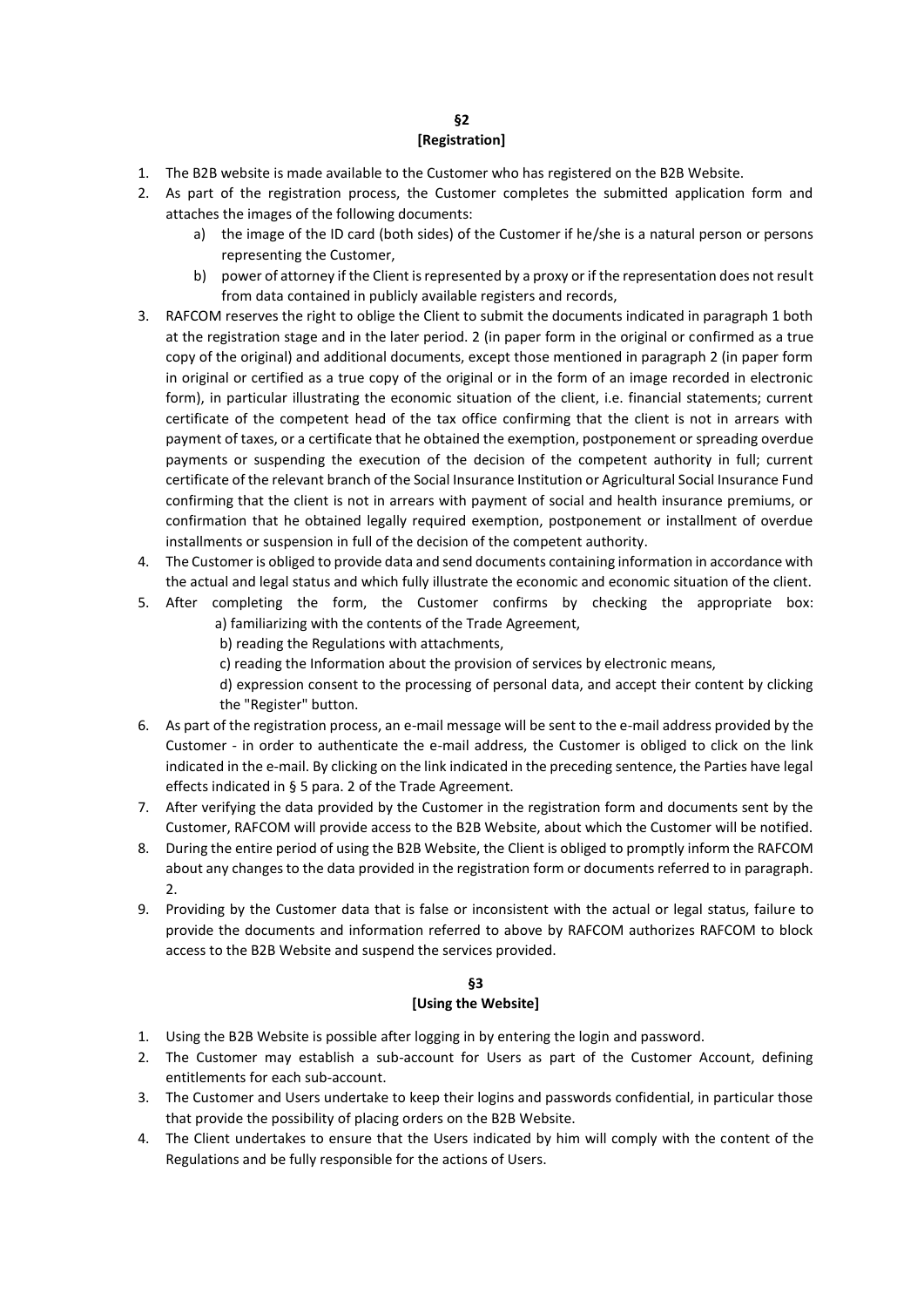## §2
## [Registration]

1. The B2B website is made available to the Customer who has registered on the B2B Website.
2. As part of the registration process, the Customer completes the submitted application form and attaches the images of the following documents:
   a) the image of the ID card (both sides) of the Customer if he/she is a natural person or persons representing the Customer,
   b) power of attorney if the Client is represented by a proxy or if the representation does not result from data contained in publicly available registers and records,
3. RAFCOM reserves the right to oblige the Client to submit the documents indicated in paragraph 1 both at the registration stage and in the later period. 2 (in paper form in the original or confirmed as a true copy of the original) and additional documents, except those mentioned in paragraph 2 (in paper form in original or certified as a true copy of the original or in the form of an image recorded in electronic form), in particular illustrating the economic situation of the client, i.e. financial statements; current certificate of the competent head of the tax office confirming that the client is not in arrears with payment of taxes, or a certificate that he obtained the exemption, postponement or spreading overdue payments or suspending the execution of the decision of the competent authority in full; current certificate of the relevant branch of the Social Insurance Institution or Agricultural Social Insurance Fund confirming that the client is not in arrears with payment of social and health insurance premiums, or confirmation that he obtained legally required exemption, postponement or installment of overdue installments or suspension in full of the decision of the competent authority.
4. The Customer is obliged to provide data and send documents containing information in accordance with the actual and legal status and which fully illustrate the economic and economic situation of the client.
5. After completing the form, the Customer confirms by checking the appropriate box:
   a) familiarizing with the contents of the Trade Agreement,
   b) reading the Regulations with attachments,
   c) reading the Information about the provision of services by electronic means,
   d) expression consent to the processing of personal data, and accept their content by clicking the "Register" button.
6. As part of the registration process, an e-mail message will be sent to the e-mail address provided by the Customer - in order to authenticate the e-mail address, the Customer is obliged to click on the link indicated in the e-mail. By clicking on the link indicated in the preceding sentence, the Parties have legal effects indicated in § 5 para. 2 of the Trade Agreement.
7. After verifying the data provided by the Customer in the registration form and documents sent by the Customer, RAFCOM will provide access to the B2B Website, about which the Customer will be notified.
8. During the entire period of using the B2B Website, the Client is obliged to promptly inform the RAFCOM about any changes to the data provided in the registration form or documents referred to in paragraph. 2.
9. Providing by the Customer data that is false or inconsistent with the actual or legal status, failure to provide the documents and information referred to above by RAFCOM authorizes RAFCOM to block access to the B2B Website and suspend the services provided.

## §3
## [Using the Website]

1. Using the B2B Website is possible after logging in by entering the login and password.
2. The Customer may establish a sub-account for Users as part of the Customer Account, defining entitlements for each sub-account.
3. The Customer and Users undertake to keep their logins and passwords confidential, in particular those that provide the possibility of placing orders on the B2B Website.
4. The Client undertakes to ensure that the Users indicated by him will comply with the content of the Regulations and be fully responsible for the actions of Users.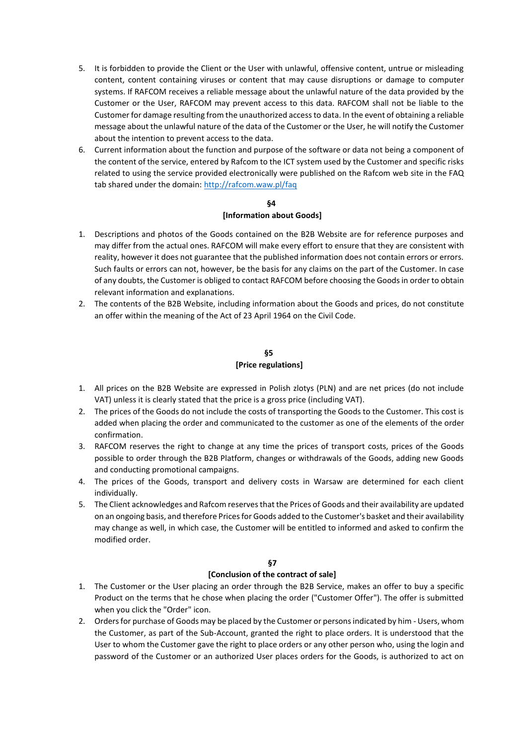5. It is forbidden to provide the Client or the User with unlawful, offensive content, untrue or misleading content, content containing viruses or content that may cause disruptions or damage to computer systems. If RAFCOM receives a reliable message about the unlawful nature of the data provided by the Customer or the User, RAFCOM may prevent access to this data. RAFCOM shall not be liable to the Customer for damage resulting from the unauthorized access to data. In the event of obtaining a reliable message about the unlawful nature of the data of the Customer or the User, he will notify the Customer about the intention to prevent access to the data.
6. Current information about the function and purpose of the software or data not being a component of the content of the service, entered by Rafcom to the ICT system used by the Customer and specific risks related to using the service provided electronically were published on the Rafcom web site in the FAQ tab shared under the domain: http://rafcom.waw.pl/faq

**§4**
**[Information about Goods]**

1. Descriptions and photos of the Goods contained on the B2B Website are for reference purposes and may differ from the actual ones. RAFCOM will make every effort to ensure that they are consistent with reality, however it does not guarantee that the published information does not contain errors or errors. Such faults or errors can not, however, be the basis for any claims on the part of the Customer. In case of any doubts, the Customer is obliged to contact RAFCOM before choosing the Goods in order to obtain relevant information and explanations.
2. The contents of the B2B Website, including information about the Goods and prices, do not constitute an offer within the meaning of the Act of 23 April 1964 on the Civil Code.

**§5**
**[Price regulations]**

1. All prices on the B2B Website are expressed in Polish zlotys (PLN) and are net prices (do not include VAT) unless it is clearly stated that the price is a gross price (including VAT).
2. The prices of the Goods do not include the costs of transporting the Goods to the Customer. This cost is added when placing the order and communicated to the customer as one of the elements of the order confirmation.
3. RAFCOM reserves the right to change at any time the prices of transport costs, prices of the Goods possible to order through the B2B Platform, changes or withdrawals of the Goods, adding new Goods and conducting promotional campaigns.
4. The prices of the Goods, transport and delivery costs in Warsaw are determined for each client individually.
5. The Client acknowledges and Rafcom reserves that the Prices of Goods and their availability are updated on an ongoing basis, and therefore Prices for Goods added to the Customer's basket and their availability may change as well, in which case, the Customer will be entitled to informed and asked to confirm the modified order.

**§7**
**[Conclusion of the contract of sale]**

1. The Customer or the User placing an order through the B2B Service, makes an offer to buy a specific Product on the terms that he chose when placing the order ("Customer Offer"). The offer is submitted when you click the "Order" icon.
2. Orders for purchase of Goods may be placed by the Customer or persons indicated by him - Users, whom the Customer, as part of the Sub-Account, granted the right to place orders. It is understood that the User to whom the Customer gave the right to place orders or any other person who, using the login and password of the Customer or an authorized User places orders for the Goods, is authorized to act on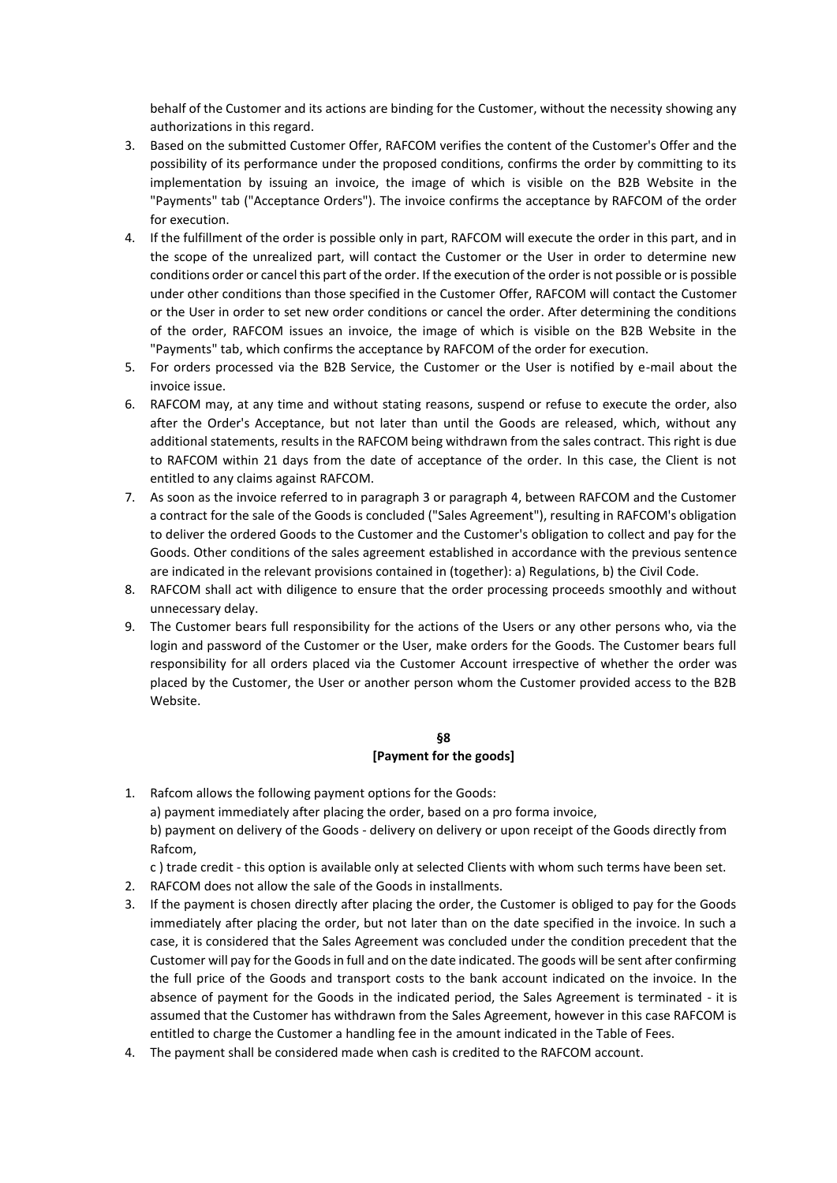behalf of the Customer and its actions are binding for the Customer, without the necessity showing any authorizations in this regard.

3. Based on the submitted Customer Offer, RAFCOM verifies the content of the Customer's Offer and the possibility of its performance under the proposed conditions, confirms the order by committing to its implementation by issuing an invoice, the image of which is visible on the B2B Website in the "Payments" tab ("Acceptance Orders"). The invoice confirms the acceptance by RAFCOM of the order for execution.
4. If the fulfillment of the order is possible only in part, RAFCOM will execute the order in this part, and in the scope of the unrealized part, will contact the Customer or the User in order to determine new conditions order or cancel this part of the order. If the execution of the order is not possible or is possible under other conditions than those specified in the Customer Offer, RAFCOM will contact the Customer or the User in order to set new order conditions or cancel the order. After determining the conditions of the order, RAFCOM issues an invoice, the image of which is visible on the B2B Website in the "Payments" tab, which confirms the acceptance by RAFCOM of the order for execution.
5. For orders processed via the B2B Service, the Customer or the User is notified by e-mail about the invoice issue.
6. RAFCOM may, at any time and without stating reasons, suspend or refuse to execute the order, also after the Order's Acceptance, but not later than until the Goods are released, which, without any additional statements, results in the RAFCOM being withdrawn from the sales contract. This right is due to RAFCOM within 21 days from the date of acceptance of the order. In this case, the Client is not entitled to any claims against RAFCOM.
7. As soon as the invoice referred to in paragraph 3 or paragraph 4, between RAFCOM and the Customer a contract for the sale of the Goods is concluded ("Sales Agreement"), resulting in RAFCOM's obligation to deliver the ordered Goods to the Customer and the Customer's obligation to collect and pay for the Goods. Other conditions of the sales agreement established in accordance with the previous sentence are indicated in the relevant provisions contained in (together): a) Regulations, b) the Civil Code.
8. RAFCOM shall act with diligence to ensure that the order processing proceeds smoothly and without unnecessary delay.
9. The Customer bears full responsibility for the actions of the Users or any other persons who, via the login and password of the Customer or the User, make orders for the Goods. The Customer bears full responsibility for all orders placed via the Customer Account irrespective of whether the order was placed by the Customer, the User or another person whom the Customer provided access to the B2B Website.

## §8
## [Payment for the goods]

1. Rafcom allows the following payment options for the Goods:
   a) payment immediately after placing the order, based on a pro forma invoice,
   b) payment on delivery of the Goods - delivery on delivery or upon receipt of the Goods directly from Rafcom,
   c ) trade credit - this option is available only at selected Clients with whom such terms have been set.
2. RAFCOM does not allow the sale of the Goods in installments.
3. If the payment is chosen directly after placing the order, the Customer is obliged to pay for the Goods immediately after placing the order, but not later than on the date specified in the invoice. In such a case, it is considered that the Sales Agreement was concluded under the condition precedent that the Customer will pay for the Goods in full and on the date indicated. The goods will be sent after confirming the full price of the Goods and transport costs to the bank account indicated on the invoice. In the absence of payment for the Goods in the indicated period, the Sales Agreement is terminated - it is assumed that the Customer has withdrawn from the Sales Agreement, however in this case RAFCOM is entitled to charge the Customer a handling fee in the amount indicated in the Table of Fees.
4. The payment shall be considered made when cash is credited to the RAFCOM account.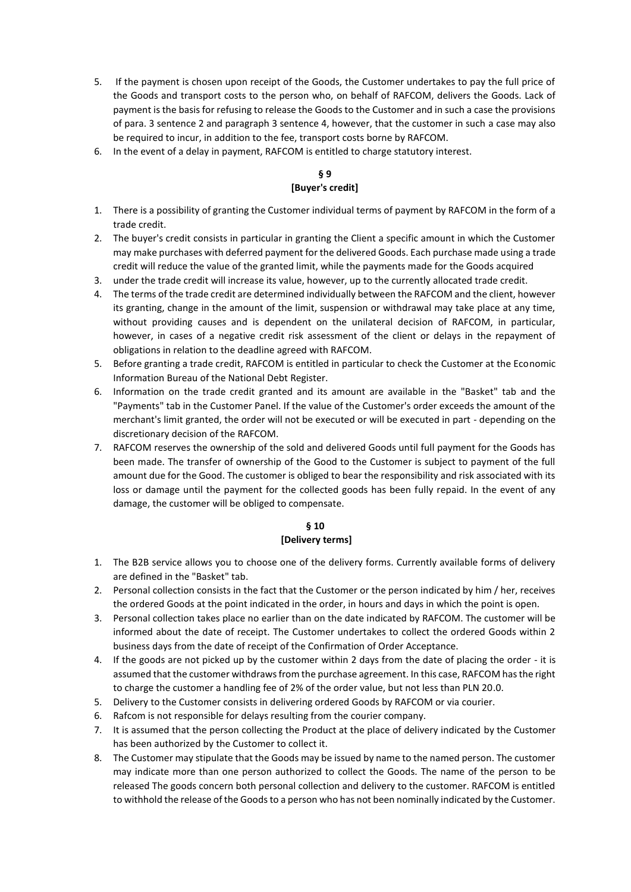5. If the payment is chosen upon receipt of the Goods, the Customer undertakes to pay the full price of the Goods and transport costs to the person who, on behalf of RAFCOM, delivers the Goods. Lack of payment is the basis for refusing to release the Goods to the Customer and in such a case the provisions of para. 3 sentence 2 and paragraph 3 sentence 4, however, that the customer in such a case may also be required to incur, in addition to the fee, transport costs borne by RAFCOM.
6. In the event of a delay in payment, RAFCOM is entitled to charge statutory interest.

## § 9
## [Buyer's credit]

1. There is a possibility of granting the Customer individual terms of payment by RAFCOM in the form of a trade credit.
2. The buyer's credit consists in particular in granting the Client a specific amount in which the Customer may make purchases with deferred payment for the delivered Goods. Each purchase made using a trade credit will reduce the value of the granted limit, while the payments made for the Goods acquired
3. under the trade credit will increase its value, however, up to the currently allocated trade credit.
4. The terms of the trade credit are determined individually between the RAFCOM and the client, however its granting, change in the amount of the limit, suspension or withdrawal may take place at any time, without providing causes and is dependent on the unilateral decision of RAFCOM, in particular, however, in cases of a negative credit risk assessment of the client or delays in the repayment of obligations in relation to the deadline agreed with RAFCOM.
5. Before granting a trade credit, RAFCOM is entitled in particular to check the Customer at the Economic Information Bureau of the National Debt Register.
6. Information on the trade credit granted and its amount are available in the "Basket" tab and the "Payments" tab in the Customer Panel. If the value of the Customer's order exceeds the amount of the merchant's limit granted, the order will not be executed or will be executed in part - depending on the discretionary decision of the RAFCOM.
7. RAFCOM reserves the ownership of the sold and delivered Goods until full payment for the Goods has been made. The transfer of ownership of the Good to the Customer is subject to payment of the full amount due for the Good. The customer is obliged to bear the responsibility and risk associated with its loss or damage until the payment for the collected goods has been fully repaid. In the event of any damage, the customer will be obliged to compensate.

## § 10
## [Delivery terms]

1. The B2B service allows you to choose one of the delivery forms. Currently available forms of delivery are defined in the "Basket" tab.
2. Personal collection consists in the fact that the Customer or the person indicated by him / her, receives the ordered Goods at the point indicated in the order, in hours and days in which the point is open.
3. Personal collection takes place no earlier than on the date indicated by RAFCOM. The customer will be informed about the date of receipt. The Customer undertakes to collect the ordered Goods within 2 business days from the date of receipt of the Confirmation of Order Acceptance.
4. If the goods are not picked up by the customer within 2 days from the date of placing the order - it is assumed that the customer withdraws from the purchase agreement. In this case, RAFCOM has the right to charge the customer a handling fee of 2% of the order value, but not less than PLN 20.0.
5. Delivery to the Customer consists in delivering ordered Goods by RAFCOM or via courier.
6. Rafcom is not responsible for delays resulting from the courier company.
7. It is assumed that the person collecting the Product at the place of delivery indicated by the Customer has been authorized by the Customer to collect it.
8. The Customer may stipulate that the Goods may be issued by name to the named person. The customer may indicate more than one person authorized to collect the Goods. The name of the person to be released The goods concern both personal collection and delivery to the customer. RAFCOM is entitled to withhold the release of the Goods to a person who has not been nominally indicated by the Customer.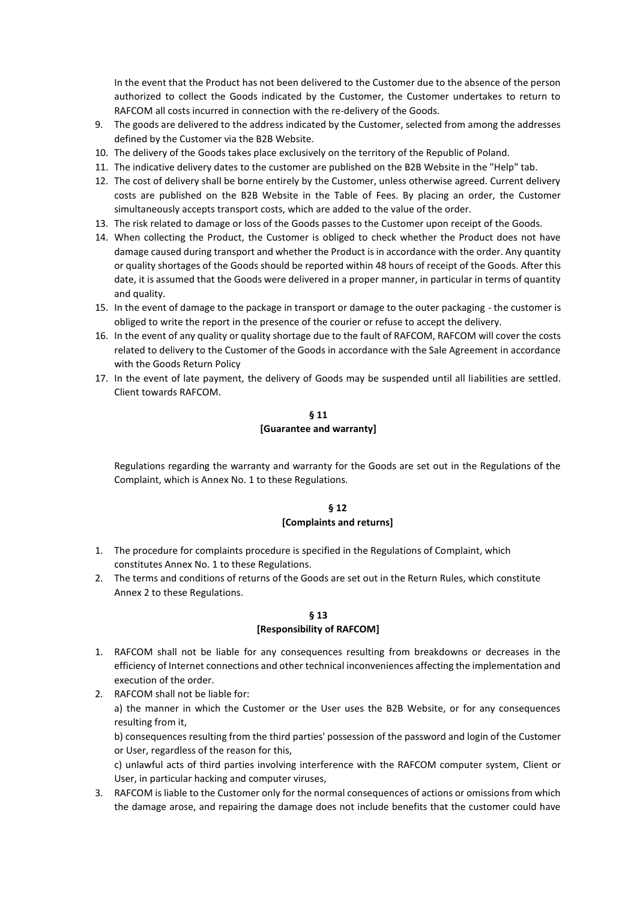In the event that the Product has not been delivered to the Customer due to the absence of the person authorized to collect the Goods indicated by the Customer, the Customer undertakes to return to RAFCOM all costs incurred in connection with the re-delivery of the Goods.

9. The goods are delivered to the address indicated by the Customer, selected from among the addresses defined by the Customer via the B2B Website.
10. The delivery of the Goods takes place exclusively on the territory of the Republic of Poland.
11. The indicative delivery dates to the customer are published on the B2B Website in the "Help" tab.
12. The cost of delivery shall be borne entirely by the Customer, unless otherwise agreed. Current delivery costs are published on the B2B Website in the Table of Fees. By placing an order, the Customer simultaneously accepts transport costs, which are added to the value of the order.
13. The risk related to damage or loss of the Goods passes to the Customer upon receipt of the Goods.
14. When collecting the Product, the Customer is obliged to check whether the Product does not have damage caused during transport and whether the Product is in accordance with the order. Any quantity or quality shortages of the Goods should be reported within 48 hours of receipt of the Goods. After this date, it is assumed that the Goods were delivered in a proper manner, in particular in terms of quantity and quality.
15. In the event of damage to the package in transport or damage to the outer packaging - the customer is obliged to write the report in the presence of the courier or refuse to accept the delivery.
16. In the event of any quality or quality shortage due to the fault of RAFCOM, RAFCOM will cover the costs related to delivery to the Customer of the Goods in accordance with the Sale Agreement in accordance with the Goods Return Policy
17. In the event of late payment, the delivery of Goods may be suspended until all liabilities are settled. Client towards RAFCOM.

## § 11
## [Guarantee and warranty]

Regulations regarding the warranty and warranty for the Goods are set out in the Regulations of the Complaint, which is Annex No. 1 to these Regulations.

## § 12
## [Complaints and returns]

1. The procedure for complaints procedure is specified in the Regulations of Complaint, which constitutes Annex No. 1 to these Regulations.
2. The terms and conditions of returns of the Goods are set out in the Return Rules, which constitute Annex 2 to these Regulations.

## § 13
## [Responsibility of RAFCOM]

1. RAFCOM shall not be liable for any consequences resulting from breakdowns or decreases in the efficiency of Internet connections and other technical inconveniences affecting the implementation and execution of the order.
2. RAFCOM shall not be liable for:

   a) the manner in which the Customer or the User uses the B2B Website, or for any consequences resulting from it,

   b) consequences resulting from the third parties' possession of the password and login of the Customer or User, regardless of the reason for this,

   c) unlawful acts of third parties involving interference with the RAFCOM computer system, Client or User, in particular hacking and computer viruses,
3. RAFCOM is liable to the Customer only for the normal consequences of actions or omissions from which the damage arose, and repairing the damage does not include benefits that the customer could have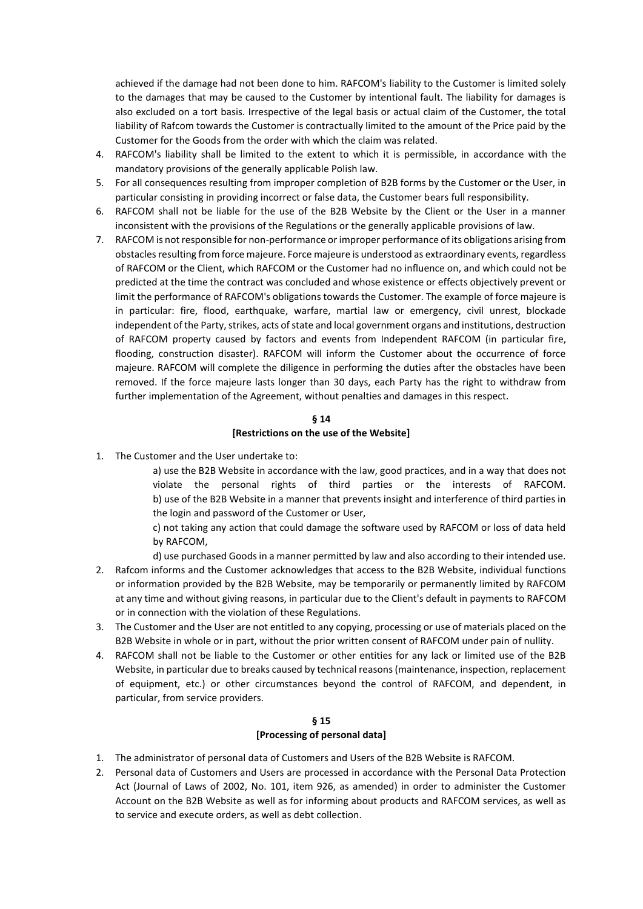achieved if the damage had not been done to him. RAFCOM's liability to the Customer is limited solely to the damages that may be caused to the Customer by intentional fault. The liability for damages is also excluded on a tort basis. Irrespective of the legal basis or actual claim of the Customer, the total liability of Rafcom towards the Customer is contractually limited to the amount of the Price paid by the Customer for the Goods from the order with which the claim was related.

4. RAFCOM's liability shall be limited to the extent to which it is permissible, in accordance with the mandatory provisions of the generally applicable Polish law.
5. For all consequences resulting from improper completion of B2B forms by the Customer or the User, in particular consisting in providing incorrect or false data, the Customer bears full responsibility.
6. RAFCOM shall not be liable for the use of the B2B Website by the Client or the User in a manner inconsistent with the provisions of the Regulations or the generally applicable provisions of law.
7. RAFCOM is not responsible for non-performance or improper performance of its obligations arising from obstacles resulting from force majeure. Force majeure is understood as extraordinary events, regardless of RAFCOM or the Client, which RAFCOM or the Customer had no influence on, and which could not be predicted at the time the contract was concluded and whose existence or effects objectively prevent or limit the performance of RAFCOM's obligations towards the Customer. The example of force majeure is in particular: fire, flood, earthquake, warfare, martial law or emergency, civil unrest, blockade independent of the Party, strikes, acts of state and local government organs and institutions, destruction of RAFCOM property caused by factors and events from Independent RAFCOM (in particular fire, flooding, construction disaster). RAFCOM will inform the Customer about the occurrence of force majeure. RAFCOM will complete the diligence in performing the duties after the obstacles have been removed. If the force majeure lasts longer than 30 days, each Party has the right to withdraw from further implementation of the Agreement, without penalties and damages in this respect.

**§ 14**

**[Restrictions on the use of the Website]**

1. The Customer and the User undertake to:

   a) use the B2B Website in accordance with the law, good practices, and in a way that does not violate the personal rights of third parties or the interests of RAFCOM.
   b) use of the B2B Website in a manner that prevents insight and interference of third parties in the login and password of the Customer or User,

   c) not taking any action that could damage the software used by RAFCOM or loss of data held by RAFCOM,

   d) use purchased Goods in a manner permitted by law and also according to their intended use.
2. Rafcom informs and the Customer acknowledges that access to the B2B Website, individual functions or information provided by the B2B Website, may be temporarily or permanently limited by RAFCOM at any time and without giving reasons, in particular due to the Client's default in payments to RAFCOM or in connection with the violation of these Regulations.
3. The Customer and the User are not entitled to any copying, processing or use of materials placed on the B2B Website in whole or in part, without the prior written consent of RAFCOM under pain of nullity.
4. RAFCOM shall not be liable to the Customer or other entities for any lack or limited use of the B2B Website, in particular due to breaks caused by technical reasons (maintenance, inspection, replacement of equipment, etc.) or other circumstances beyond the control of RAFCOM, and dependent, in particular, from service providers.

**§ 15**

**[Processing of personal data]**

1. The administrator of personal data of Customers and Users of the B2B Website is RAFCOM.
2. Personal data of Customers and Users are processed in accordance with the Personal Data Protection Act (Journal of Laws of 2002, No. 101, item 926, as amended) in order to administer the Customer Account on the B2B Website as well as for informing about products and RAFCOM services, as well as to service and execute orders, as well as debt collection.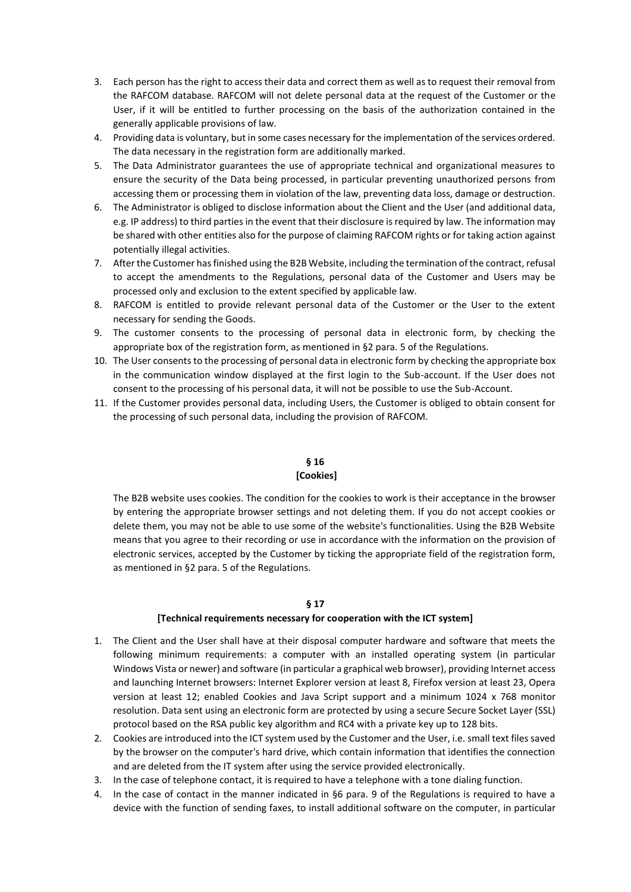3. Each person has the right to access their data and correct them as well as to request their removal from the RAFCOM database. RAFCOM will not delete personal data at the request of the Customer or the User, if it will be entitled to further processing on the basis of the authorization contained in the generally applicable provisions of law.
4. Providing data is voluntary, but in some cases necessary for the implementation of the services ordered. The data necessary in the registration form are additionally marked.
5. The Data Administrator guarantees the use of appropriate technical and organizational measures to ensure the security of the Data being processed, in particular preventing unauthorized persons from accessing them or processing them in violation of the law, preventing data loss, damage or destruction.
6. The Administrator is obliged to disclose information about the Client and the User (and additional data, e.g. IP address) to third parties in the event that their disclosure is required by law. The information may be shared with other entities also for the purpose of claiming RAFCOM rights or for taking action against potentially illegal activities.
7. After the Customer has finished using the B2B Website, including the termination of the contract, refusal to accept the amendments to the Regulations, personal data of the Customer and Users may be processed only and exclusion to the extent specified by applicable law.
8. RAFCOM is entitled to provide relevant personal data of the Customer or the User to the extent necessary for sending the Goods.
9. The customer consents to the processing of personal data in electronic form, by checking the appropriate box of the registration form, as mentioned in §2 para. 5 of the Regulations.
10. The User consents to the processing of personal data in electronic form by checking the appropriate box in the communication window displayed at the first login to the Sub-account. If the User does not consent to the processing of his personal data, it will not be possible to use the Sub-Account.
11. If the Customer provides personal data, including Users, the Customer is obliged to obtain consent for the processing of such personal data, including the provision of RAFCOM.

## § 16
## [Cookies]

The B2B website uses cookies. The condition for the cookies to work is their acceptance in the browser by entering the appropriate browser settings and not deleting them. If you do not accept cookies or delete them, you may not be able to use some of the website's functionalities. Using the B2B Website means that you agree to their recording or use in accordance with the information on the provision of electronic services, accepted by the Customer by ticking the appropriate field of the registration form, as mentioned in §2 para. 5 of the Regulations.

## § 17
## [Technical requirements necessary for cooperation with the ICT system]

1. The Client and the User shall have at their disposal computer hardware and software that meets the following minimum requirements: a computer with an installed operating system (in particular Windows Vista or newer) and software (in particular a graphical web browser), providing Internet access and launching Internet browsers: Internet Explorer version at least 8, Firefox version at least 23, Opera version at least 12; enabled Cookies and Java Script support and a minimum 1024 x 768 monitor resolution. Data sent using an electronic form are protected by using a secure Secure Socket Layer (SSL) protocol based on the RSA public key algorithm and RC4 with a private key up to 128 bits.
2. Cookies are introduced into the ICT system used by the Customer and the User, i.e. small text files saved by the browser on the computer's hard drive, which contain information that identifies the connection and are deleted from the IT system after using the service provided electronically.
3. In the case of telephone contact, it is required to have a telephone with a tone dialing function.
4. In the case of contact in the manner indicated in §6 para. 9 of the Regulations is required to have a device with the function of sending faxes, to install additional software on the computer, in particular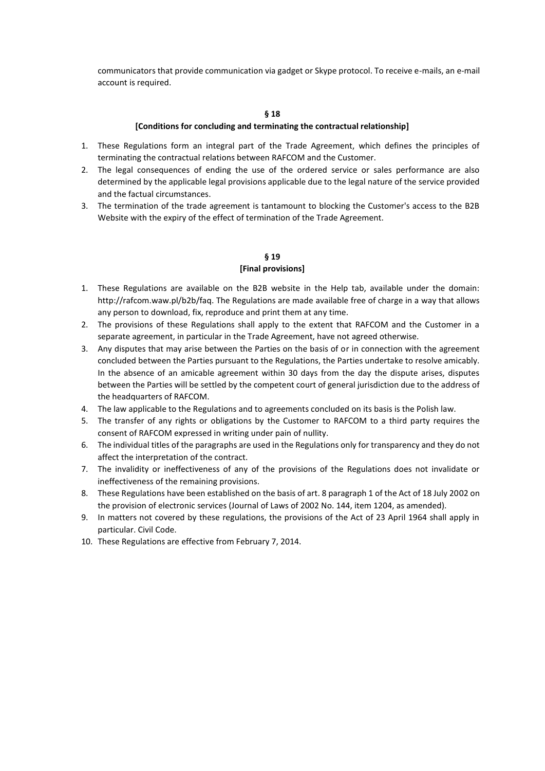communicators that provide communication via gadget or Skype protocol. To receive e-mails, an e-mail account is required.

**§ 18**

**[Conditions for concluding and terminating the contractual relationship]**

1. These Regulations form an integral part of the Trade Agreement, which defines the principles of terminating the contractual relations between RAFCOM and the Customer.
2. The legal consequences of ending the use of the ordered service or sales performance are also determined by the applicable legal provisions applicable due to the legal nature of the service provided and the factual circumstances.
3. The termination of the trade agreement is tantamount to blocking the Customer's access to the B2B Website with the expiry of the effect of termination of the Trade Agreement.

**§ 19**

**[Final provisions]**

1. These Regulations are available on the B2B website in the Help tab, available under the domain: http://rafcom.waw.pl/b2b/faq. The Regulations are made available free of charge in a way that allows any person to download, fix, reproduce and print them at any time.
2. The provisions of these Regulations shall apply to the extent that RAFCOM and the Customer in a separate agreement, in particular in the Trade Agreement, have not agreed otherwise.
3. Any disputes that may arise between the Parties on the basis of or in connection with the agreement concluded between the Parties pursuant to the Regulations, the Parties undertake to resolve amicably. In the absence of an amicable agreement within 30 days from the day the dispute arises, disputes between the Parties will be settled by the competent court of general jurisdiction due to the address of the headquarters of RAFCOM.
4. The law applicable to the Regulations and to agreements concluded on its basis is the Polish law.
5. The transfer of any rights or obligations by the Customer to RAFCOM to a third party requires the consent of RAFCOM expressed in writing under pain of nullity.
6. The individual titles of the paragraphs are used in the Regulations only for transparency and they do not affect the interpretation of the contract.
7. The invalidity or ineffectiveness of any of the provisions of the Regulations does not invalidate or ineffectiveness of the remaining provisions.
8. These Regulations have been established on the basis of art. 8 paragraph 1 of the Act of 18 July 2002 on the provision of electronic services (Journal of Laws of 2002 No. 144, item 1204, as amended).
9. In matters not covered by these regulations, the provisions of the Act of 23 April 1964 shall apply in particular. Civil Code.
10. These Regulations are effective from February 7, 2014.